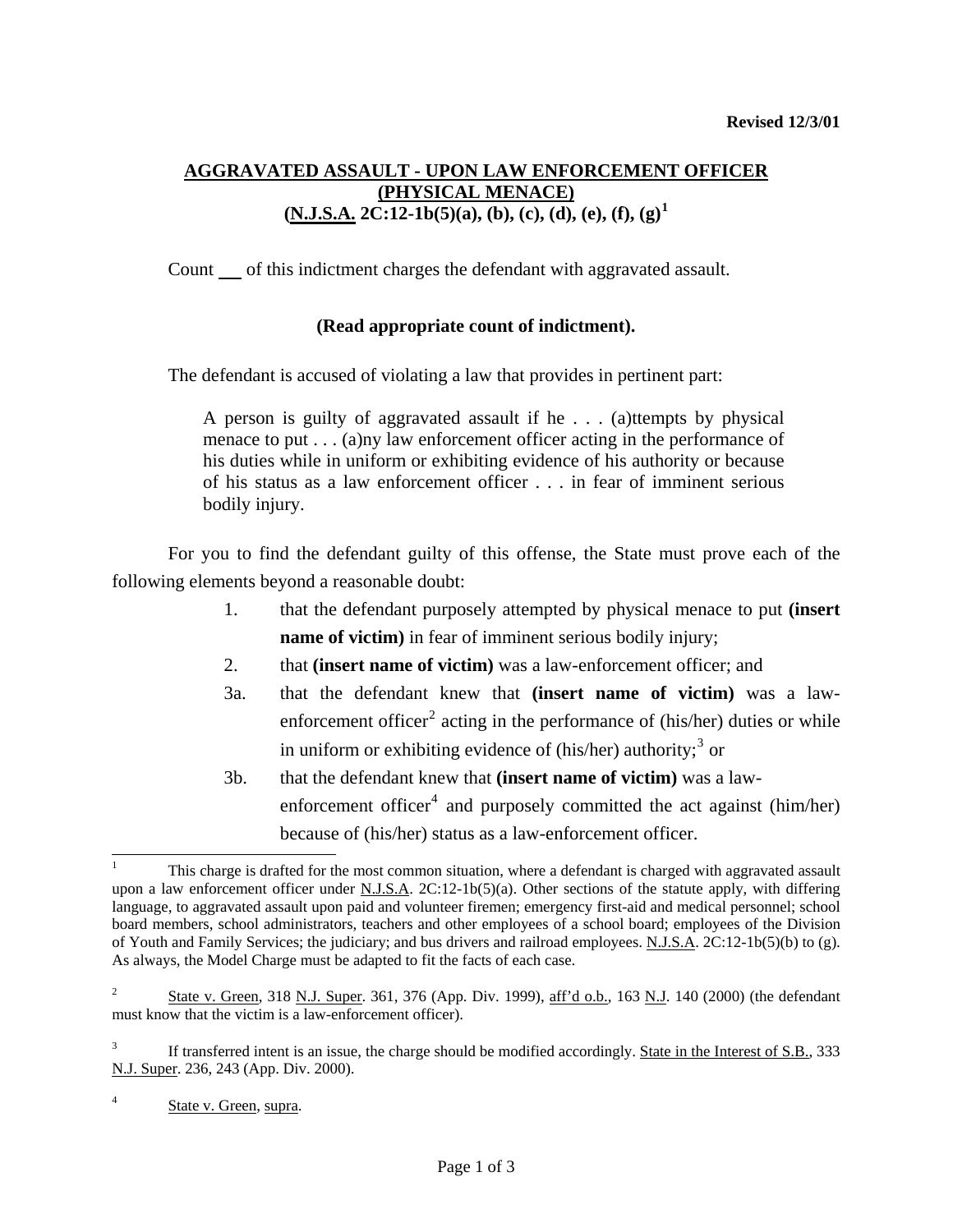**Revised 12/3/01**

# AGGRAVATED ASSAULT - UPON LAW ENFORCEMENT OFFICER (PHYSICAL MENACE) (N.J.S.A. 2C:12-1b(5)(a), (b), (c), (d), (e), (f), (g)[1]

Count ___ of this indictment charges the defendant with aggravated assault.

**(Read appropriate count of indictment).**

The defendant is accused of violating a law that provides in pertinent part:

> A person is guilty of aggravated assault if he . . . (a)ttempts by physical menace to put . . . (a)ny law enforcement officer acting in the performance of his duties while in uniform or exhibiting evidence of his authority or because of his status as a law enforcement officer . . . in fear of imminent serious bodily injury.

For you to find the defendant guilty of this offense, the State must prove each of the following elements beyond a reasonable doubt:

1. that the defendant purposely attempted by physical menace to put **(insert name of victim)** in fear of imminent serious bodily injury;
2. that **(insert name of victim)** was a law-enforcement officer; and

3a. that the defendant knew that **(insert name of victim)** was a law-enforcement officer[2] acting in the performance of (his/her) duties or while in uniform or exhibiting evidence of (his/her) authority;[3] or

3b. that the defendant knew that **(insert name of victim)** was a law-enforcement officer[4] and purposely committed the act against (him/her) because of (his/her) status as a law-enforcement officer.

---

[1] This charge is drafted for the most common situation, where a defendant is charged with aggravated assault upon a law enforcement officer under N.J.S.A. 2C:12-1b(5)(a). Other sections of the statute apply, with differing language, to aggravated assault upon paid and volunteer firemen; emergency first-aid and medical personnel; school board members, school administrators, teachers and other employees of a school board; employees of the Division of Youth and Family Services; the judiciary; and bus drivers and railroad employees. N.J.S.A. 2C:12-1b(5)(b) to (g). As always, the Model Charge must be adapted to fit the facts of each case.

[2] State v. Green, 318 N.J. Super. 361, 376 (App. Div. 1999), aff'd o.b., 163 N.J. 140 (2000) (the defendant must know that the victim is a law-enforcement officer).

[3] If transferred intent is an issue, the charge should be modified accordingly. State in the Interest of S.B., 333 N.J. Super. 236, 243 (App. Div. 2000).

[4] State v. Green, supra.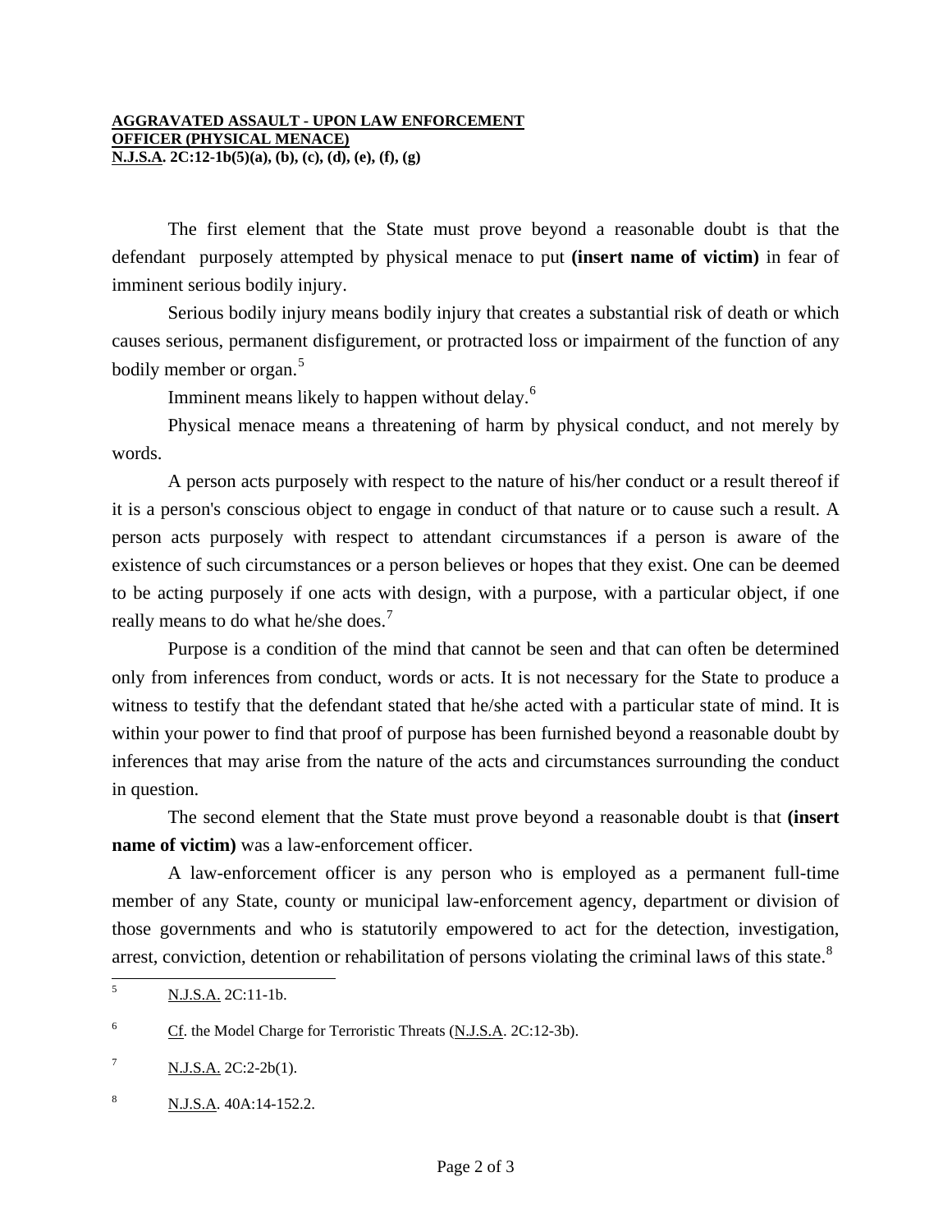**AGGRAVATED ASSAULT - UPON LAW ENFORCEMENT OFFICER (PHYSICAL MENACE)**
**N.J.S.A. 2C:12-1b(5)(a), (b), (c), (d), (e), (f), (g)**

The first element that the State must prove beyond a reasonable doubt is that the defendant purposely attempted by physical menace to put **(insert name of victim)** in fear of imminent serious bodily injury.

Serious bodily injury means bodily injury that creates a substantial risk of death or which causes serious, permanent disfigurement, or protracted loss or impairment of the function of any bodily member or organ.[5]

Imminent means likely to happen without delay.[6]

Physical menace means a threatening of harm by physical conduct, and not merely by words.

A person acts purposely with respect to the nature of his/her conduct or a result thereof if it is a person's conscious object to engage in conduct of that nature or to cause such a result. A person acts purposely with respect to attendant circumstances if a person is aware of the existence of such circumstances or a person believes or hopes that they exist. One can be deemed to be acting purposely if one acts with design, with a purpose, with a particular object, if one really means to do what he/she does.[7]

Purpose is a condition of the mind that cannot be seen and that can often be determined only from inferences from conduct, words or acts. It is not necessary for the State to produce a witness to testify that the defendant stated that he/she acted with a particular state of mind. It is within your power to find that proof of purpose has been furnished beyond a reasonable doubt by inferences that may arise from the nature of the acts and circumstances surrounding the conduct in question.

The second element that the State must prove beyond a reasonable doubt is that **(insert name of victim)** was a law-enforcement officer.

A law-enforcement officer is any person who is employed as a permanent full-time member of any State, county or municipal law-enforcement agency, department or division of those governments and who is statutorily empowered to act for the detection, investigation, arrest, conviction, detention or rehabilitation of persons violating the criminal laws of this state.[8]

---

[5] N.J.S.A. 2C:11-1b.

[6] Cf. the Model Charge for Terroristic Threats (N.J.S.A. 2C:12-3b).

[7] N.J.S.A. 2C:2-2b(1).

[8] N.J.S.A. 40A:14-152.2.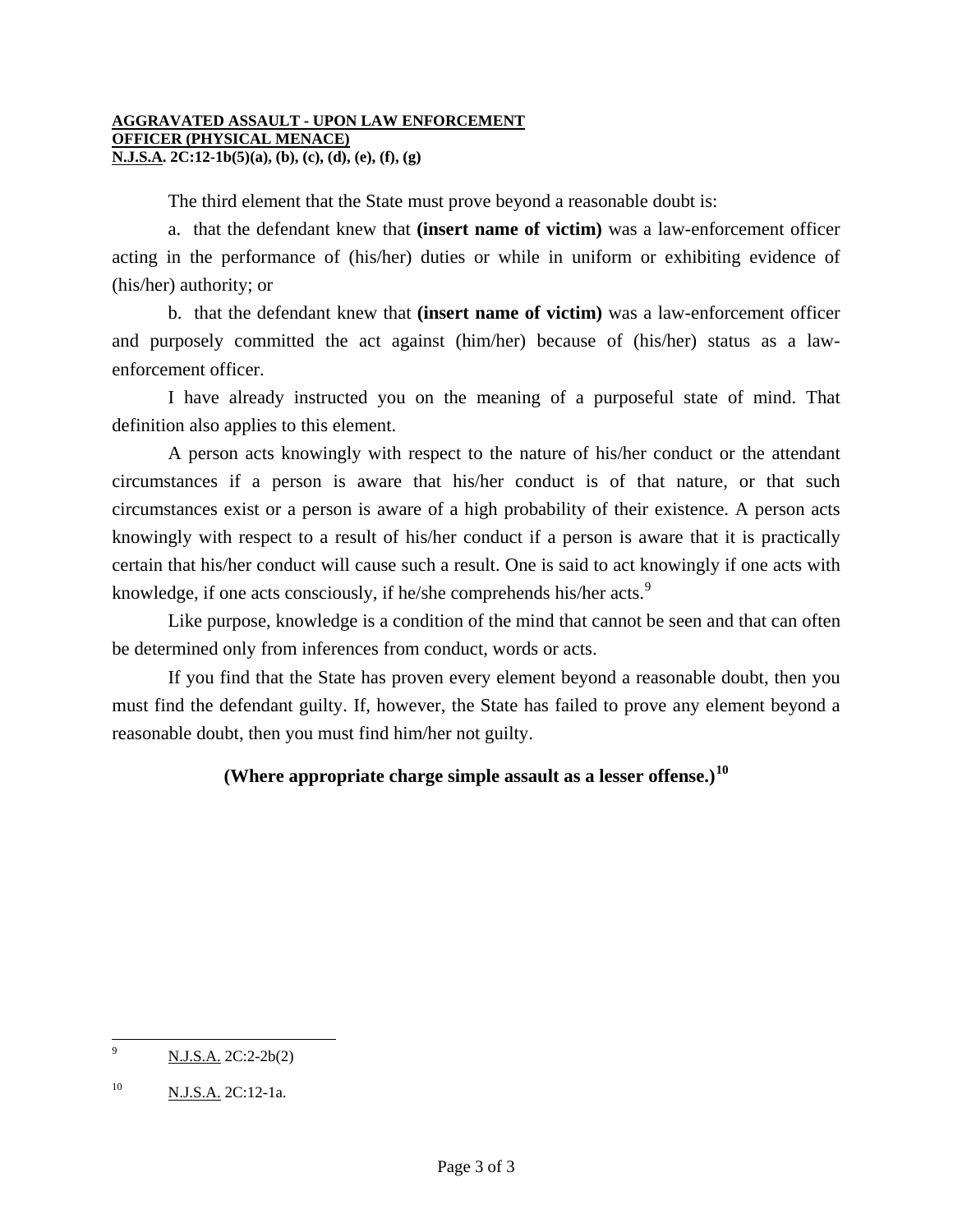**AGGRAVATED ASSAULT - UPON LAW ENFORCEMENT OFFICER (PHYSICAL MENACE)**
**N.J.S.A. 2C:12-1b(5)(a), (b), (c), (d), (e), (f), (g)**

The third element that the State must prove beyond a reasonable doubt is:

a. that the defendant knew that **(insert name of victim)** was a law-enforcement officer acting in the performance of (his/her) duties or while in uniform or exhibiting evidence of (his/her) authority; or

b. that the defendant knew that **(insert name of victim)** was a law-enforcement officer and purposely committed the act against (him/her) because of (his/her) status as a law-enforcement officer.

I have already instructed you on the meaning of a purposeful state of mind. That definition also applies to this element.

A person acts knowingly with respect to the nature of his/her conduct or the attendant circumstances if a person is aware that his/her conduct is of that nature, or that such circumstances exist or a person is aware of a high probability of their existence. A person acts knowingly with respect to a result of his/her conduct if a person is aware that it is practically certain that his/her conduct will cause such a result. One is said to act knowingly if one acts with knowledge, if one acts consciously, if he/she comprehends his/her acts.[9]

Like purpose, knowledge is a condition of the mind that cannot be seen and that can often be determined only from inferences from conduct, words or acts.

If you find that the State has proven every element beyond a reasonable doubt, then you must find the defendant guilty. If, however, the State has failed to prove any element beyond a reasonable doubt, then you must find him/her not guilty.

**(Where appropriate charge simple assault as a lesser offense.)**[10]

---

[9] N.J.S.A. 2C:2-2b(2)

[10] N.J.S.A. 2C:12-1a.